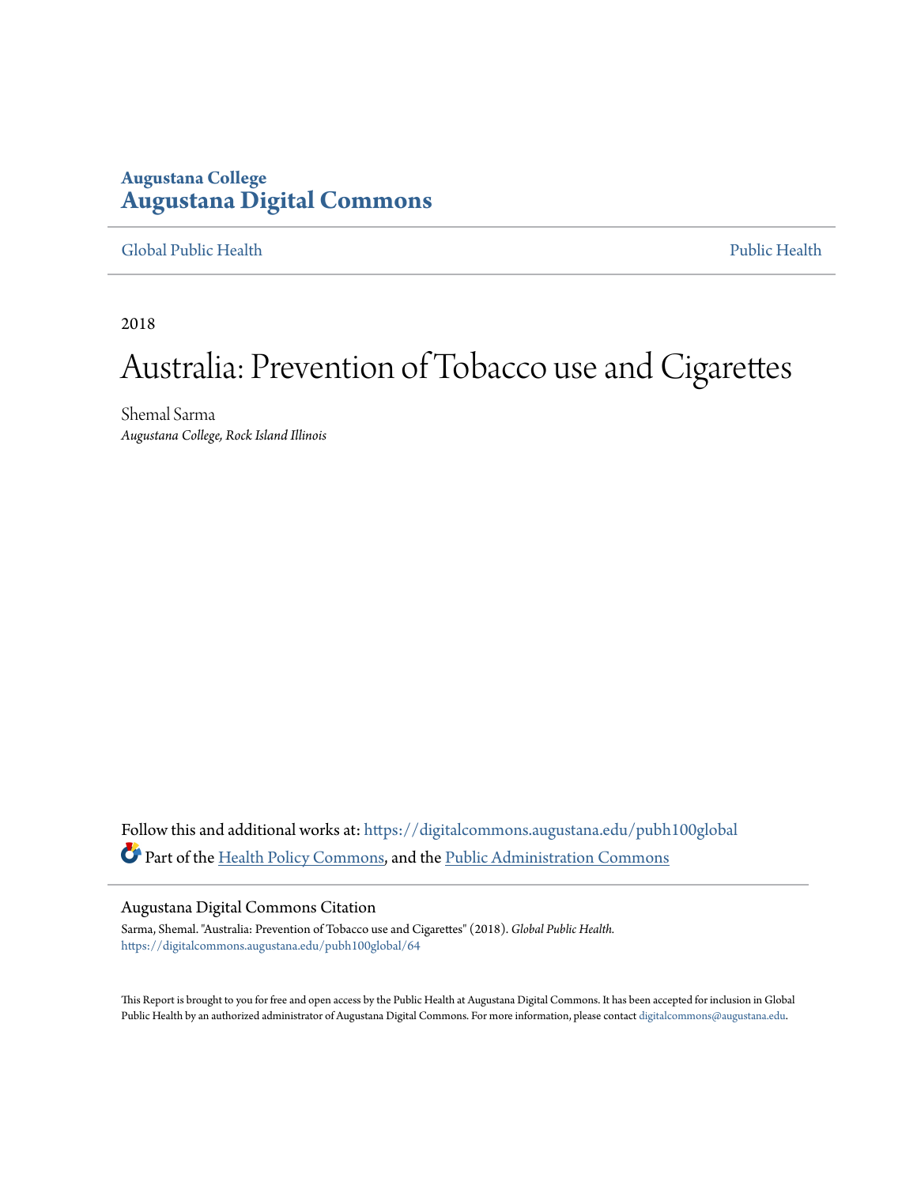Augustana College

# Augustana Digital Commons

Global Public Health | Public Health

2018

# Australia: Prevention of Tobacco use and Cigarettes

Shemal Sarma
*Augustana College, Rock Island Illinois*

Follow this and additional works at: https://digitalcommons.augustana.edu/pubh100global

Part of the Health Policy Commons, and the Public Administration Commons

## Augustana Digital Commons Citation

Sarma, Shemal. "Australia: Prevention of Tobacco use and Cigarettes" (2018). *Global Public Health.*
https://digitalcommons.augustana.edu/pubh100global/64

This Report is brought to you for free and open access by the Public Health at Augustana Digital Commons. It has been accepted for inclusion in Global Public Health by an authorized administrator of Augustana Digital Commons. For more information, please contact digitalcommons@augustana.edu.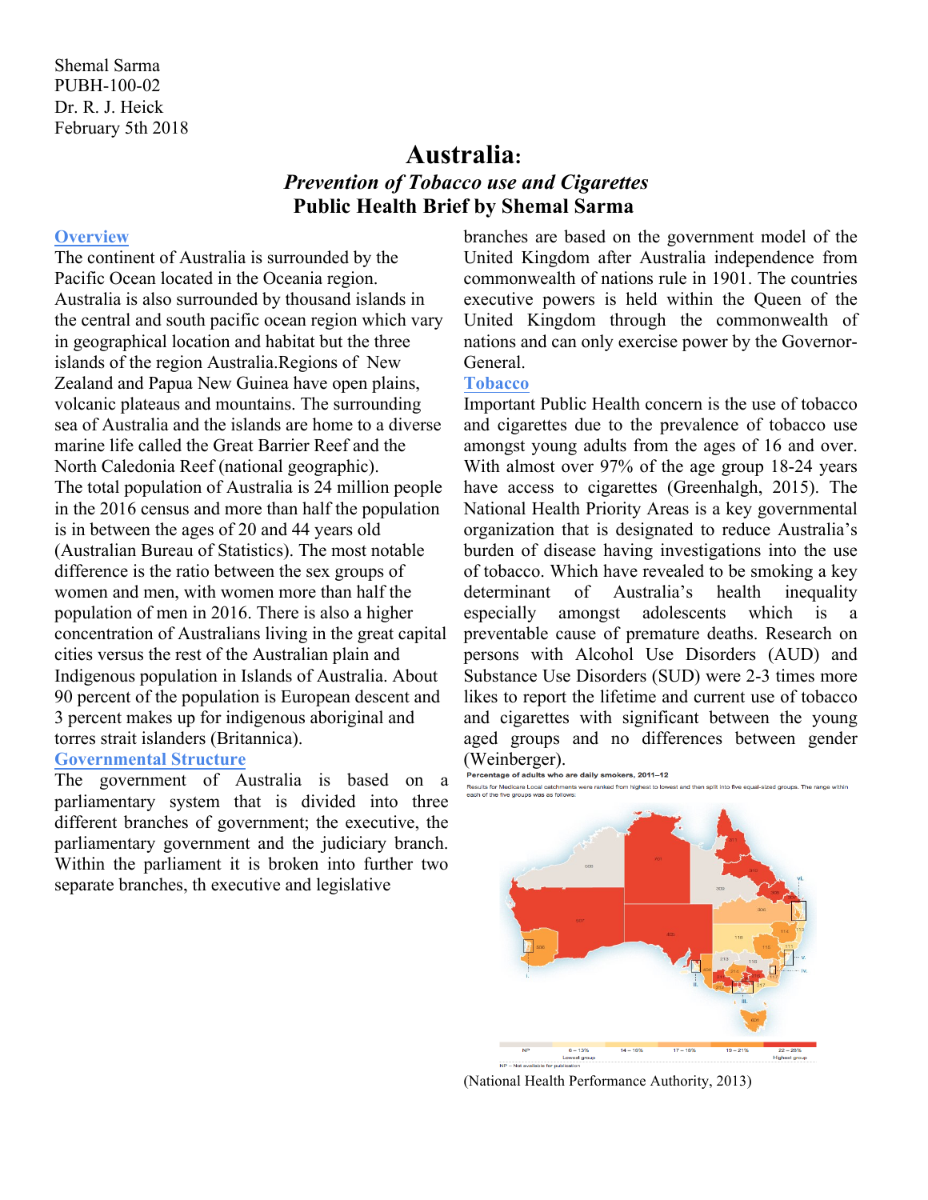Shemal Sarma
PUBH-100-02
Dr. R. J. Heick
February 5th 2018

# Australia:

## *Prevention of Tobacco use and Cigarettes*

## Public Health Brief by Shemal Sarma

### Overview

The continent of Australia is surrounded by the Pacific Ocean located in the Oceania region. Australia is also surrounded by thousand islands in the central and south pacific ocean region which vary in geographical location and habitat but the three islands of the region Australia.Regions of New Zealand and Papua New Guinea have open plains, volcanic plateaus and mountains. The surrounding sea of Australia and the islands are home to a diverse marine life called the Great Barrier Reef and the North Caledonia Reef (national geographic).

The total population of Australia is 24 million people in the 2016 census and more than half the population is in between the ages of 20 and 44 years old (Australian Bureau of Statistics). The most notable difference is the ratio between the sex groups of women and men, with women more than half the population of men in 2016. There is also a higher concentration of Australians living in the great capital cities versus the rest of the Australian plain and Indigenous population in Islands of Australia. About 90 percent of the population is European descent and 3 percent makes up for indigenous aboriginal and torres strait islanders (Britannica).

### Governmental Structure

The government of Australia is based on a parliamentary system that is divided into three different branches of government; the executive, the parliamentary government and the judiciary branch. Within the parliament it is broken into further two separate branches, th executive and legislative branches are based on the government model of the United Kingdom after Australia independence from commonwealth of nations rule in 1901. The countries executive powers is held within the Queen of the United Kingdom through the commonwealth of nations and can only exercise power by the Governor-General.

### Tobacco

Important Public Health concern is the use of tobacco and cigarettes due to the prevalence of tobacco use amongst young adults from the ages of 16 and over. With almost over 97% of the age group 18-24 years have access to cigarettes (Greenhalgh, 2015). The National Health Priority Areas is a key governmental organization that is designated to reduce Australia's burden of disease having investigations into the use of tobacco. Which have revealed to be smoking a key determinant of Australia's health inequality especially amongst adolescents which is a preventable cause of premature deaths. Research on persons with Alcohol Use Disorders (AUD) and Substance Use Disorders (SUD) were 2-3 times more likes to report the lifetime and current use of tobacco and cigarettes with significant between the young aged groups and no differences between gender (Weinberger).

**Percentage of adults who are daily smokers, 2011–12**

Results for Medicare Local catchments were ranked from highest to lowest and then split into five equal-sized groups. The range within each of the five groups was as follows:

NP | 6 – 13% (Lowest group) | 14 – 16% | 17 – 18% | 19 – 21% | 22 – 28% (Highest group)

NP – Not available for publication

(National Health Performance Authority, 2013)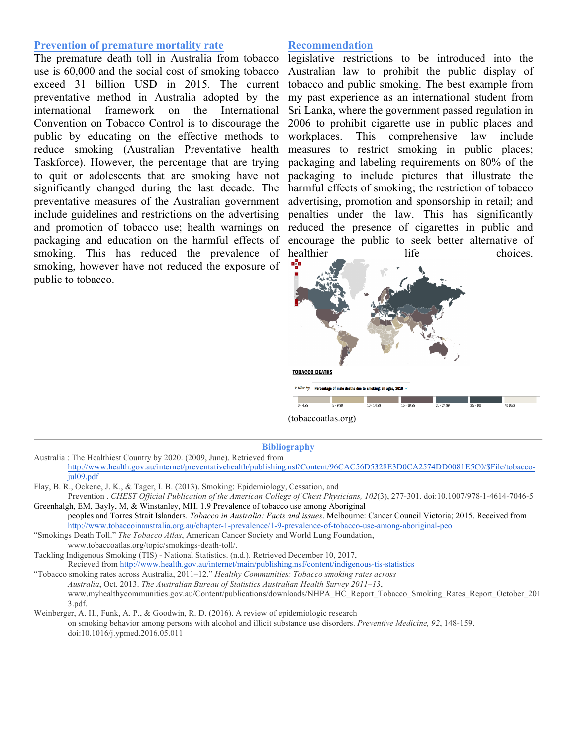## Prevention of premature mortality rate

The premature death toll in Australia from tobacco use is 60,000 and the social cost of smoking tobacco exceed 31 billion USD in 2015. The current preventative method in Australia adopted by the international framework on the International Convention on Tobacco Control is to discourage the public by educating on the effective methods to reduce smoking (Australian Preventative health Taskforce). However, the percentage that are trying to quit or adolescents that are smoking have not significantly changed during the last decade. The preventative measures of the Australian government include guidelines and restrictions on the advertising and promotion of tobacco use; health warnings on packaging and education on the harmful effects of smoking. This has reduced the prevalence of smoking, however have not reduced the exposure of public to tobacco.

## Recommendation

legislative restrictions to be introduced into the Australian law to prohibit the public display of tobacco and public smoking. The best example from my past experience as an international student from Sri Lanka, where the government passed regulation in 2006 to prohibit cigarette use in public places and workplaces. This comprehensive law include measures to restrict smoking in public places; packaging and labeling requirements on 80% of the packaging to include pictures that illustrate the harmful effects of smoking; the restriction of tobacco advertising, promotion and sponsorship in retail; and penalties under the law. This has significantly reduced the presence of cigarettes in public and encourage the public to seek better alternative of healthier life choices.

TOBACCO DEATHS

Filter by Percentage of male deaths due to smoking: all ages, 2010

0 - 4.99
5 - 9.99
10 - 14.99
15 - 19.99
20 - 24.99
25 - 100
No Data

(tobaccoatlas.org)

## Bibliography

Australia : The Healthiest Country by 2020. (2009, June). Retrieved from http://www.health.gov.au/internet/preventativehealth/publishing.nsf/Content/96CAC56D5328E3D0CA2574DD0081E5C0/$File/tobacco-jul09.pdf

Flay, B. R., Ockene, J. K., & Tager, I. B. (2013). Smoking: Epidemiology, Cessation, and Prevention . *CHEST Official Publication of the American College of Chest Physicians, 102*(3), 277-301. doi:10.1007/978-1-4614-7046-5

Greenhalgh, EM, Bayly, M, & Winstanley, MH. 1.9 Prevalence of tobacco use among Aboriginal peoples and Torres Strait Islanders. *Tobacco in Australia: Facts and issues*. Melbourne: Cancer Council Victoria; 2015. Received from http://www.tobaccoinaustralia.org.au/chapter-1-prevalence/1-9-prevalence-of-tobacco-use-among-aboriginal-peo

“Smokings Death Toll.” *The Tobacco Atlas*, American Cancer Society and World Lung Foundation, www.tobaccoatlas.org/topic/smokings-death-toll/.

Tackling Indigenous Smoking (TIS) - National Statistics. (n.d.). Retrieved December 10, 2017, Recieved from http://www.health.gov.au/internet/main/publishing.nsf/content/indigenous-tis-statistics

“Tobacco smoking rates across Australia, 2011–12.” *Healthy Communities: Tobacco smoking rates across Australia*, Oct. 2013. *The Australian Bureau of Statistics Australian Health Survey 2011–13*, www.myhealthycommunities.gov.au/Content/publications/downloads/NHPA_HC_Report_Tobacco_Smoking_Rates_Report_October_2013.pdf.

Weinberger, A. H., Funk, A. P., & Goodwin, R. D. (2016). A review of epidemiologic research on smoking behavior among persons with alcohol and illicit substance use disorders. *Preventive Medicine, 92*, 148-159. doi:10.1016/j.ypmed.2016.05.011